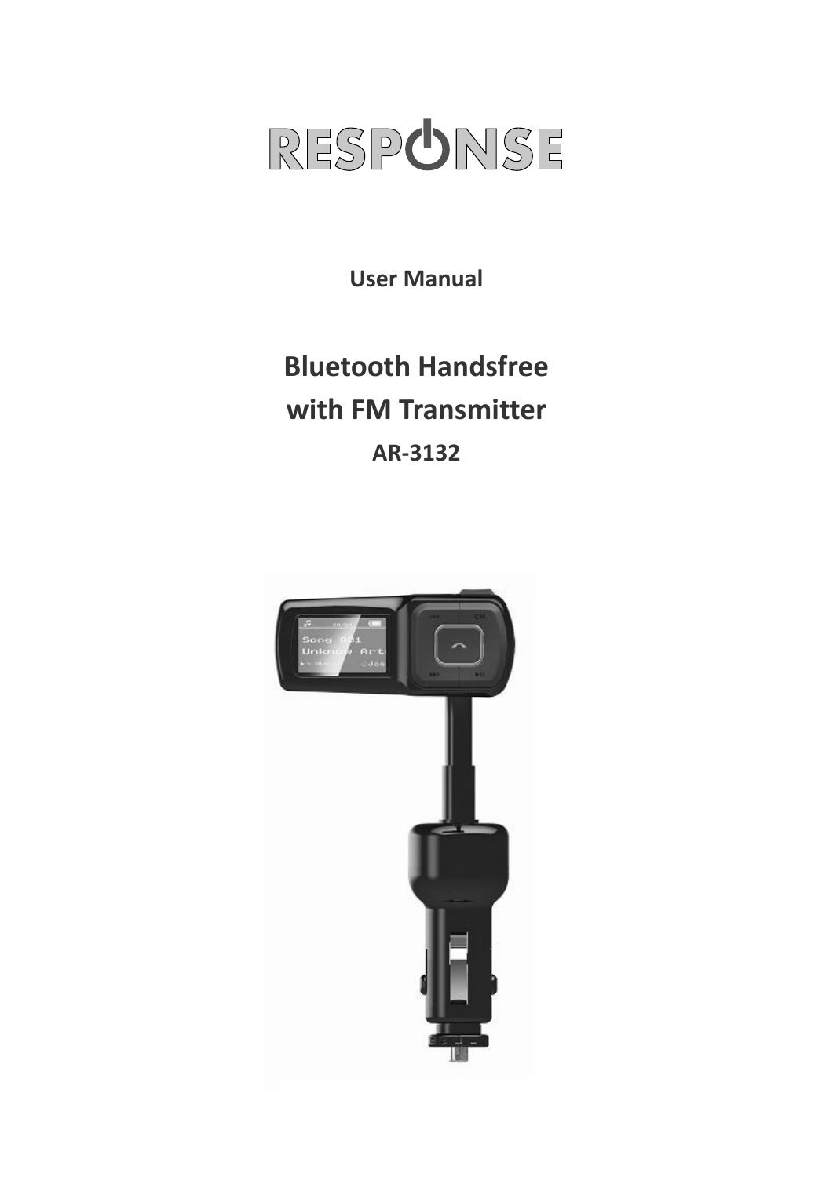# RESPONSE

**User Manual**

## Bluetooth Handsfree with FM Transmitter

**AR-3132**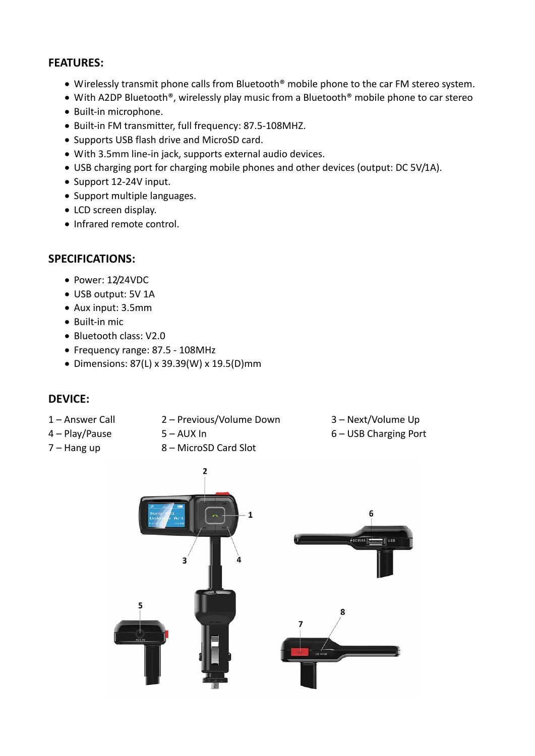## FEATURES:

- Wirelessly transmit phone calls from Bluetooth® mobile phone to the car FM stereo system.
- With A2DP Bluetooth®, wirelessly play music from a Bluetooth® mobile phone to car stereo
- Built-in microphone.
- Built-in FM transmitter, full frequency: 87.5-108MHZ.
- Supports USB flash drive and MicroSD card.
- With 3.5mm line-in jack, supports external audio devices.
- USB charging port for charging mobile phones and other devices (output: DC 5V/1A).
- Support 12-24V input.
- Support multiple languages.
- LCD screen display.
- Infrared remote control.

## SPECIFICATIONS:

- Power: 12/24VDC
- USB output: 5V 1A
- Aux input: 3.5mm
- Built-in mic
- Bluetooth class: V2.0
- Frequency range: 87.5 - 108MHz
- Dimensions: 87(L) x 39.39(W) x 19.5(D)mm

## DEVICE:

1 – Answer Call
2 – Previous/Volume Down
3 – Next/Volume Up
4 – Play/Pause
5 – AUX In
6 – USB Charging Port
7 – Hang up
8 – MicroSD Card Slot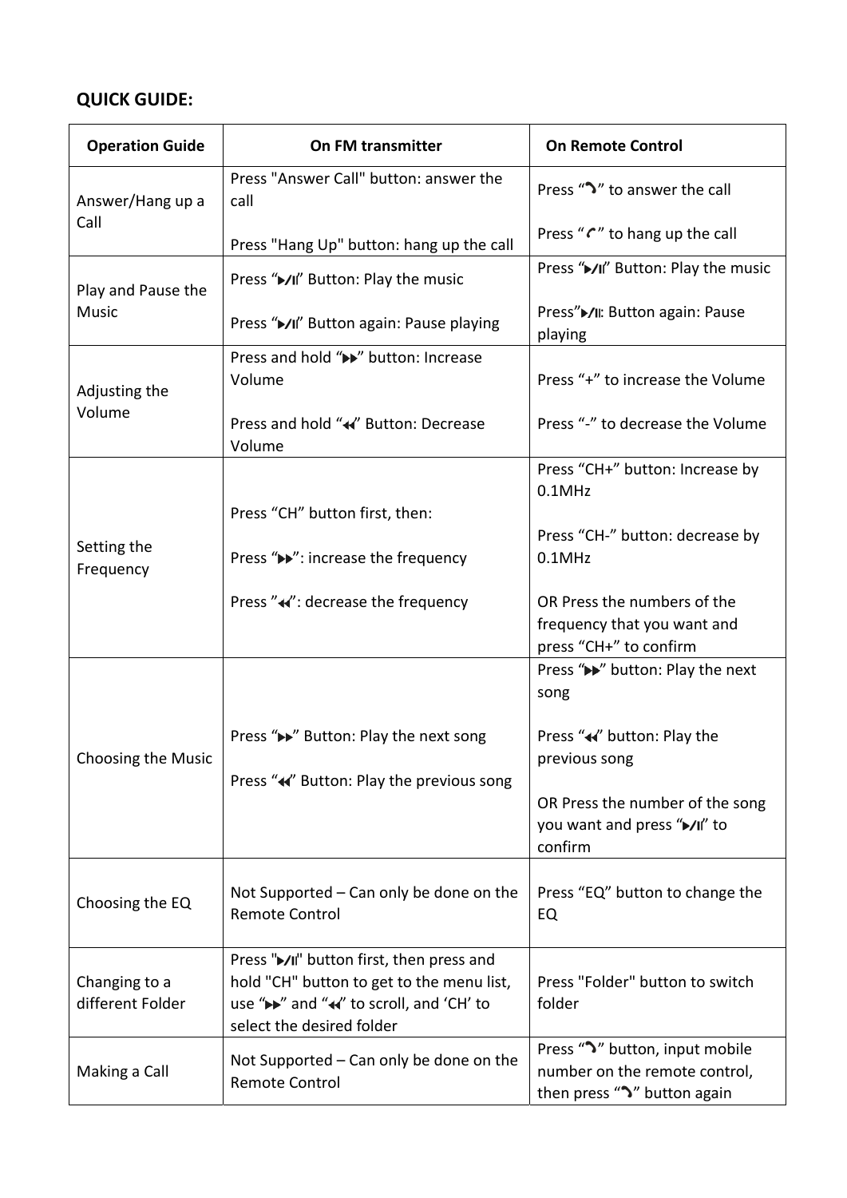**QUICK GUIDE:**

| Operation Guide | On FM transmitter | On Remote Control |
|---|---|---|
| Answer/Hang up a Call | Press "Answer Call" button: answer the call<br><br>Press "Hang Up" button: hang up the call | Press "📞" to answer the call<br><br>Press "📞" to hang up the call |
| Play and Pause the Music | Press "▶/II" Button: Play the music<br><br>Press "▶/II" Button again: Pause playing | Press "▶/II" Button: Play the music<br><br>Press"▶/II: Button again: Pause playing |
| Adjusting the Volume | Press and hold "▶▶" button: Increase Volume<br><br>Press and hold "◀◀" Button: Decrease Volume | Press "+" to increase the Volume<br><br>Press "-" to decrease the Volume |
| Setting the Frequency | Press "CH" button first, then:<br><br>Press "▶▶": increase the frequency<br><br>Press "◀◀": decrease the frequency | Press "CH+" button: Increase by 0.1MHz<br><br>Press "CH-" button: decrease by 0.1MHz<br><br>OR Press the numbers of the frequency that you want and press "CH+" to confirm |
| Choosing the Music | Press "▶▶" Button: Play the next song<br><br>Press "◀◀" Button: Play the previous song | Press "▶▶" button: Play the next song<br><br>Press "◀◀" button: Play the previous song<br><br>OR Press the number of the song you want and press "▶/II" to confirm |
| Choosing the EQ | Not Supported – Can only be done on the Remote Control | Press "EQ" button to change the EQ |
| Changing to a different Folder | Press "▶/II" button first, then press and hold "CH" button to get to the menu list, use "▶▶" and "◀◀" to scroll, and 'CH' to select the desired folder | Press "Folder" button to switch folder |
| Making a Call | Not Supported – Can only be done on the Remote Control | Press "📞" button, input mobile number on the remote control, then press "📞" button again |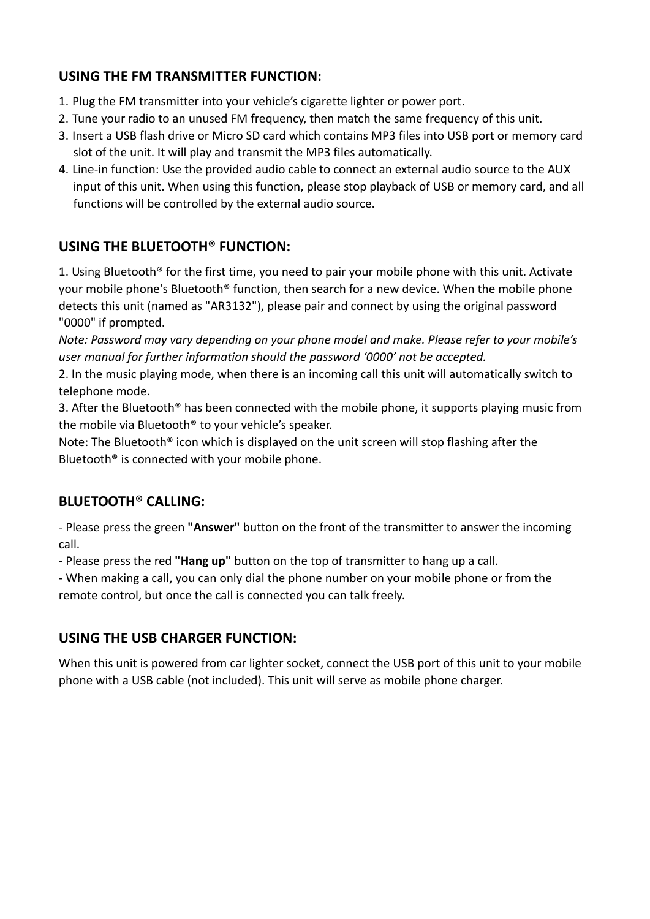## USING THE FM TRANSMITTER FUNCTION:

1. Plug the FM transmitter into your vehicle's cigarette lighter or power port.
2. Tune your radio to an unused FM frequency, then match the same frequency of this unit.
3. Insert a USB flash drive or Micro SD card which contains MP3 files into USB port or memory card slot of the unit. It will play and transmit the MP3 files automatically.
4. Line-in function: Use the provided audio cable to connect an external audio source to the AUX input of this unit. When using this function, please stop playback of USB or memory card, and all functions will be controlled by the external audio source.

## USING THE BLUETOOTH® FUNCTION:

1. Using Bluetooth® for the first time, you need to pair your mobile phone with this unit. Activate your mobile phone's Bluetooth® function, then search for a new device. When the mobile phone detects this unit (named as "AR3132"), please pair and connect by using the original password "0000" if prompted.

*Note: Password may vary depending on your phone model and make. Please refer to your mobile's user manual for further information should the password '0000' not be accepted.*

2. In the music playing mode, when there is an incoming call this unit will automatically switch to telephone mode.

3. After the Bluetooth® has been connected with the mobile phone, it supports playing music from the mobile via Bluetooth® to your vehicle's speaker.

Note: The Bluetooth® icon which is displayed on the unit screen will stop flashing after the Bluetooth® is connected with your mobile phone.

## BLUETOOTH® CALLING:

- Please press the green **"Answer"** button on the front of the transmitter to answer the incoming call.
- Please press the red **"Hang up"** button on the top of transmitter to hang up a call.
- When making a call, you can only dial the phone number on your mobile phone or from the remote control, but once the call is connected you can talk freely.

## USING THE USB CHARGER FUNCTION:

When this unit is powered from car lighter socket, connect the USB port of this unit to your mobile phone with a USB cable (not included). This unit will serve as mobile phone charger.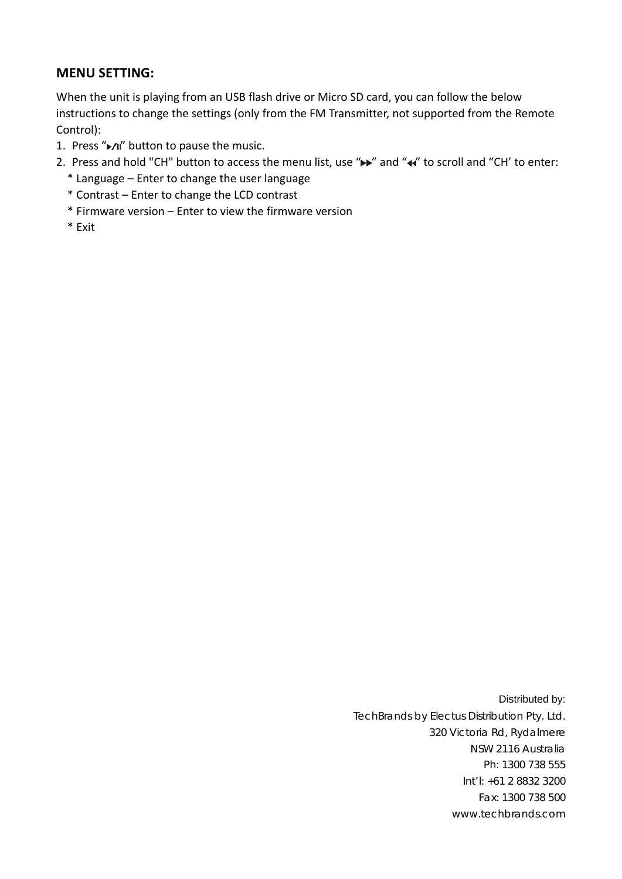## MENU SETTING:

When the unit is playing from an USB flash drive or Micro SD card, you can follow the below instructions to change the settings (only from the FM Transmitter, not supported from the Remote Control):

1. Press "▶/II" button to pause the music.
2. Press and hold "CH" button to access the menu list, use "▶▶" and "◀◀" to scroll and "CH' to enter:

   * Language – Enter to change the user language
   * Contrast – Enter to change the LCD contrast
   * Firmware version – Enter to view the firmware version
   * Exit

Distributed by:
TechBrands by Electus Distribution Pty. Ltd.
320 Victoria Rd, Rydalmere
NSW 2116 Australia
Ph: 1300 738 555
Int'l: +61 2 8832 3200
Fax: 1300 738 500
www.techbrands.com